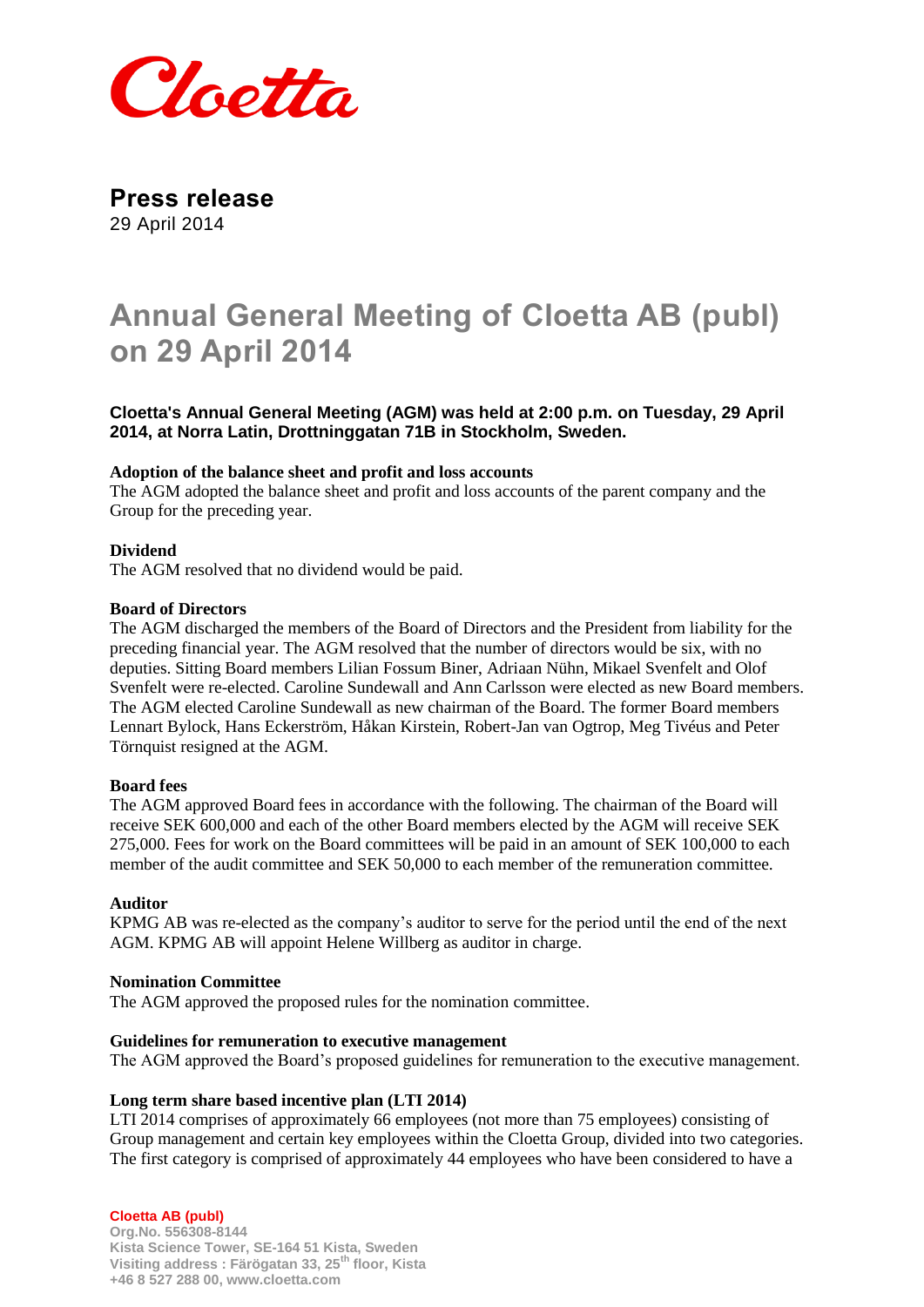Cloetta

# Press release

29 April 2014

# Annual General Meeting of Cloetta AB (publ) on 29 April 2014

**Cloetta's Annual General Meeting (AGM) was held at 2:00 p.m. on Tuesday, 29 April 2014, at Norra Latin, Drottninggatan 71B in Stockholm, Sweden.**

**Adoption of the balance sheet and profit and loss accounts**
The AGM adopted the balance sheet and profit and loss accounts of the parent company and the Group for the preceding year.

**Dividend**
The AGM resolved that no dividend would be paid.

**Board of Directors**
The AGM discharged the members of the Board of Directors and the President from liability for the preceding financial year. The AGM resolved that the number of directors would be six, with no deputies. Sitting Board members Lilian Fossum Biner, Adriaan Nühn, Mikael Svenfelt and Olof Svenfelt were re-elected. Caroline Sundewall and Ann Carlsson were elected as new Board members. The AGM elected Caroline Sundewall as new chairman of the Board. The former Board members Lennart Bylock, Hans Eckerström, Håkan Kirstein, Robert-Jan van Ogtrop, Meg Tivéus and Peter Törnquist resigned at the AGM.

**Board fees**
The AGM approved Board fees in accordance with the following. The chairman of the Board will receive SEK 600,000 and each of the other Board members elected by the AGM will receive SEK 275,000. Fees for work on the Board committees will be paid in an amount of SEK 100,000 to each member of the audit committee and SEK 50,000 to each member of the remuneration committee.

**Auditor**
KPMG AB was re-elected as the company's auditor to serve for the period until the end of the next AGM. KPMG AB will appoint Helene Willberg as auditor in charge.

**Nomination Committee**
The AGM approved the proposed rules for the nomination committee.

**Guidelines for remuneration to executive management**
The AGM approved the Board's proposed guidelines for remuneration to the executive management.

**Long term share based incentive plan (LTI 2014)**
LTI 2014 comprises of approximately 66 employees (not more than 75 employees) consisting of Group management and certain key employees within the Cloetta Group, divided into two categories. The first category is comprised of approximately 44 employees who have been considered to have a

**Cloetta AB (publ)**
Org.No. 556308-8144
Kista Science Tower, SE-164 51 Kista, Sweden
Visiting address : Färögatan 33, 25th floor, Kista
+46 8 527 288 00, www.cloetta.com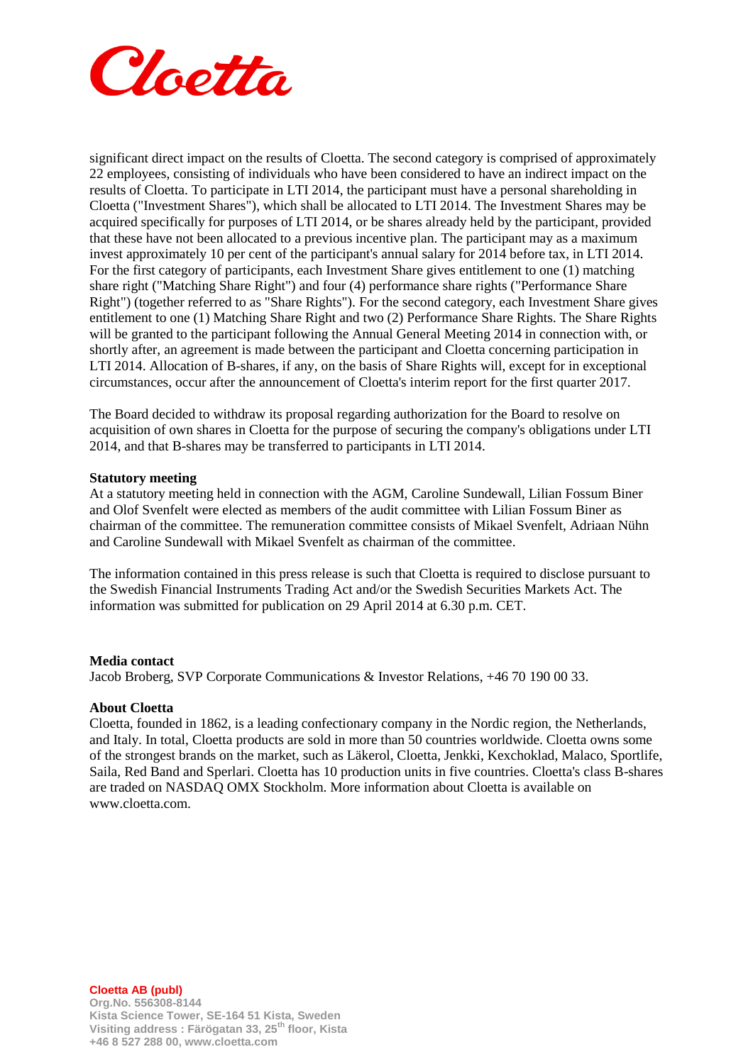significant direct impact on the results of Cloetta. The second category is comprised of approximately 22 employees, consisting of individuals who have been considered to have an indirect impact on the results of Cloetta. To participate in LTI 2014, the participant must have a personal shareholding in Cloetta ("Investment Shares"), which shall be allocated to LTI 2014. The Investment Shares may be acquired specifically for purposes of LTI 2014, or be shares already held by the participant, provided that these have not been allocated to a previous incentive plan. The participant may as a maximum invest approximately 10 per cent of the participant's annual salary for 2014 before tax, in LTI 2014. For the first category of participants, each Investment Share gives entitlement to one (1) matching share right ("Matching Share Right") and four (4) performance share rights ("Performance Share Right") (together referred to as "Share Rights"). For the second category, each Investment Share gives entitlement to one (1) Matching Share Right and two (2) Performance Share Rights. The Share Rights will be granted to the participant following the Annual General Meeting 2014 in connection with, or shortly after, an agreement is made between the participant and Cloetta concerning participation in LTI 2014. Allocation of B-shares, if any, on the basis of Share Rights will, except for in exceptional circumstances, occur after the announcement of Cloetta's interim report for the first quarter 2017.

The Board decided to withdraw its proposal regarding authorization for the Board to resolve on acquisition of own shares in Cloetta for the purpose of securing the company's obligations under LTI 2014, and that B-shares may be transferred to participants in LTI 2014.

**Statutory meeting**
At a statutory meeting held in connection with the AGM, Caroline Sundewall, Lilian Fossum Biner and Olof Svenfelt were elected as members of the audit committee with Lilian Fossum Biner as chairman of the committee. The remuneration committee consists of Mikael Svenfelt, Adriaan Nühn and Caroline Sundewall with Mikael Svenfelt as chairman of the committee.

The information contained in this press release is such that Cloetta is required to disclose pursuant to the Swedish Financial Instruments Trading Act and/or the Swedish Securities Markets Act. The information was submitted for publication on 29 April 2014 at 6.30 p.m. CET.

**Media contact**
Jacob Broberg, SVP Corporate Communications & Investor Relations, +46 70 190 00 33.

**About Cloetta**
Cloetta, founded in 1862, is a leading confectionary company in the Nordic region, the Netherlands, and Italy. In total, Cloetta products are sold in more than 50 countries worldwide. Cloetta owns some of the strongest brands on the market, such as Läkerol, Cloetta, Jenkki, Kexchoklad, Malaco, Sportlife, Saila, Red Band and Sperlari. Cloetta has 10 production units in five countries. Cloetta's class B-shares are traded on NASDAQ OMX Stockholm. More information about Cloetta is available on www.cloetta.com.

**Cloetta AB (publ)**
Org.No. 556308-8144
Kista Science Tower, SE-164 51 Kista, Sweden
Visiting address : Färögatan 33, 25th floor, Kista
+46 8 527 288 00, www.cloetta.com